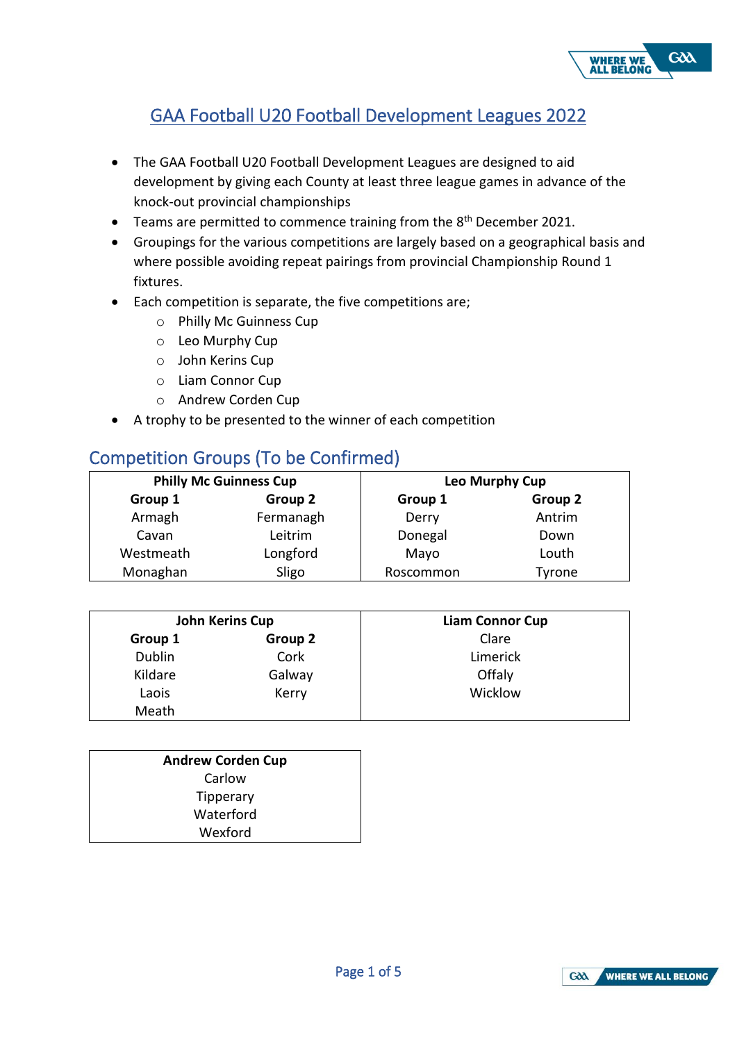# GAA Football U20 Football Development Leagues 2022

- The GAA Football U20 Football Development Leagues are designed to aid development by giving each County at least three league games in advance of the knock-out provincial championships
- Teams are permitted to commence training from the 8th December 2021.
- Groupings for the various competitions are largely based on a geographical basis and where possible avoiding repeat pairings from provincial Championship Round 1 fixtures.
- Each competition is separate, the five competitions are;
  - Philly Mc Guinness Cup
  - Leo Murphy Cup
  - John Kerins Cup
  - Liam Connor Cup
  - Andrew Corden Cup
- A trophy to be presented to the winner of each competition

## Competition Groups (To be Confirmed)

| **Philly Mc Guinness Cup** | | **Leo Murphy Cup** | |
|---|---|---|---|
| **Group 1** | **Group 2** | **Group 1** | **Group 2** |
| Armagh | Fermanagh | Derry | Antrim |
| Cavan | Leitrim | Donegal | Down |
| Westmeath | Longford | Mayo | Louth |
| Monaghan | Sligo | Roscommon | Tyrone |

| **John Kerins Cup** | | **Liam Connor Cup** |
|---|---|---|
| **Group 1** | **Group 2** | Clare |
| Dublin | Cork | Limerick |
| Kildare | Galway | Offaly |
| Laois | Kerry | Wicklow |
| Meath | | |

| **Andrew Corden Cup** |
|---|
| Carlow |
| Tipperary |
| Waterford |
| Wexford |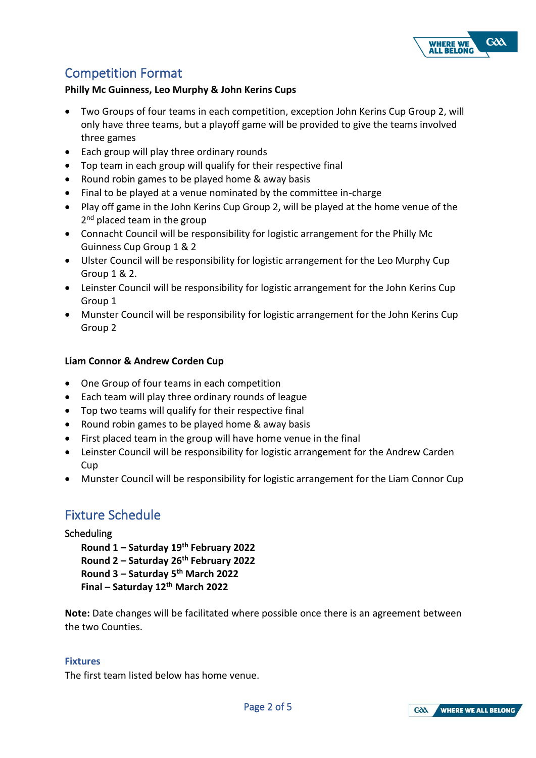## Competition Format

**Philly Mc Guinness, Leo Murphy & John Kerins Cups**

- Two Groups of four teams in each competition, exception John Kerins Cup Group 2, will only have three teams, but a playoff game will be provided to give the teams involved three games
- Each group will play three ordinary rounds
- Top team in each group will qualify for their respective final
- Round robin games to be played home & away basis
- Final to be played at a venue nominated by the committee in-charge
- Play off game in the John Kerins Cup Group 2, will be played at the home venue of the 2nd placed team in the group
- Connacht Council will be responsibility for logistic arrangement for the Philly Mc Guinness Cup Group 1 & 2
- Ulster Council will be responsibility for logistic arrangement for the Leo Murphy Cup Group 1 & 2.
- Leinster Council will be responsibility for logistic arrangement for the John Kerins Cup Group 1
- Munster Council will be responsibility for logistic arrangement for the John Kerins Cup Group 2

**Liam Connor & Andrew Corden Cup**

- One Group of four teams in each competition
- Each team will play three ordinary rounds of league
- Top two teams will qualify for their respective final
- Round robin games to be played home & away basis
- First placed team in the group will have home venue in the final
- Leinster Council will be responsibility for logistic arrangement for the Andrew Carden Cup
- Munster Council will be responsibility for logistic arrangement for the Liam Connor Cup

## Fixture Schedule

Scheduling

**Round 1 – Saturday 19th February 2022**
**Round 2 – Saturday 26th February 2022**
**Round 3 – Saturday 5th March 2022**
**Final – Saturday 12th March 2022**

**Note:** Date changes will be facilitated where possible once there is an agreement between the two Counties.

### Fixtures

The first team listed below has home venue.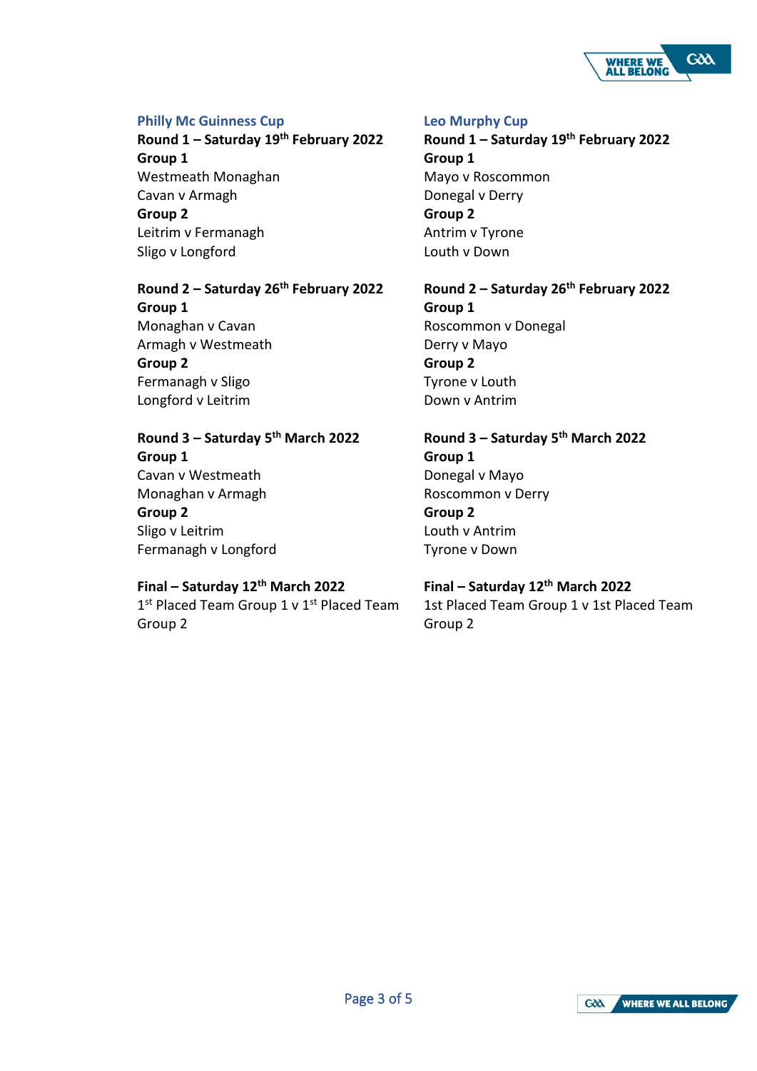## Philly Mc Guinness Cup

**Round 1 – Saturday 19th February 2022**

**Group 1**

Westmeath Monaghan

Cavan v Armagh

**Group 2**

Leitrim v Fermanagh

Sligo v Longford

**Round 2 – Saturday 26th February 2022**

**Group 1**

Monaghan v Cavan

Armagh v Westmeath

**Group 2**

Fermanagh v Sligo

Longford v Leitrim

**Round 3 – Saturday 5th March 2022**

**Group 1**

Cavan v Westmeath

Monaghan v Armagh

**Group 2**

Sligo v Leitrim

Fermanagh v Longford

**Final – Saturday 12th March 2022**

1st Placed Team Group 1 v 1st Placed Team Group 2

## Leo Murphy Cup

**Round 1 – Saturday 19th February 2022**

**Group 1**

Mayo v Roscommon

Donegal v Derry

**Group 2**

Antrim v Tyrone

Louth v Down

**Round 2 – Saturday 26th February 2022**

**Group 1**

Roscommon v Donegal

Derry v Mayo

**Group 2**

Tyrone v Louth

Down v Antrim

**Round 3 – Saturday 5th March 2022**

**Group 1**

Donegal v Mayo

Roscommon v Derry

**Group 2**

Louth v Antrim

Tyrone v Down

**Final – Saturday 12th March 2022**

1st Placed Team Group 1 v 1st Placed Team Group 2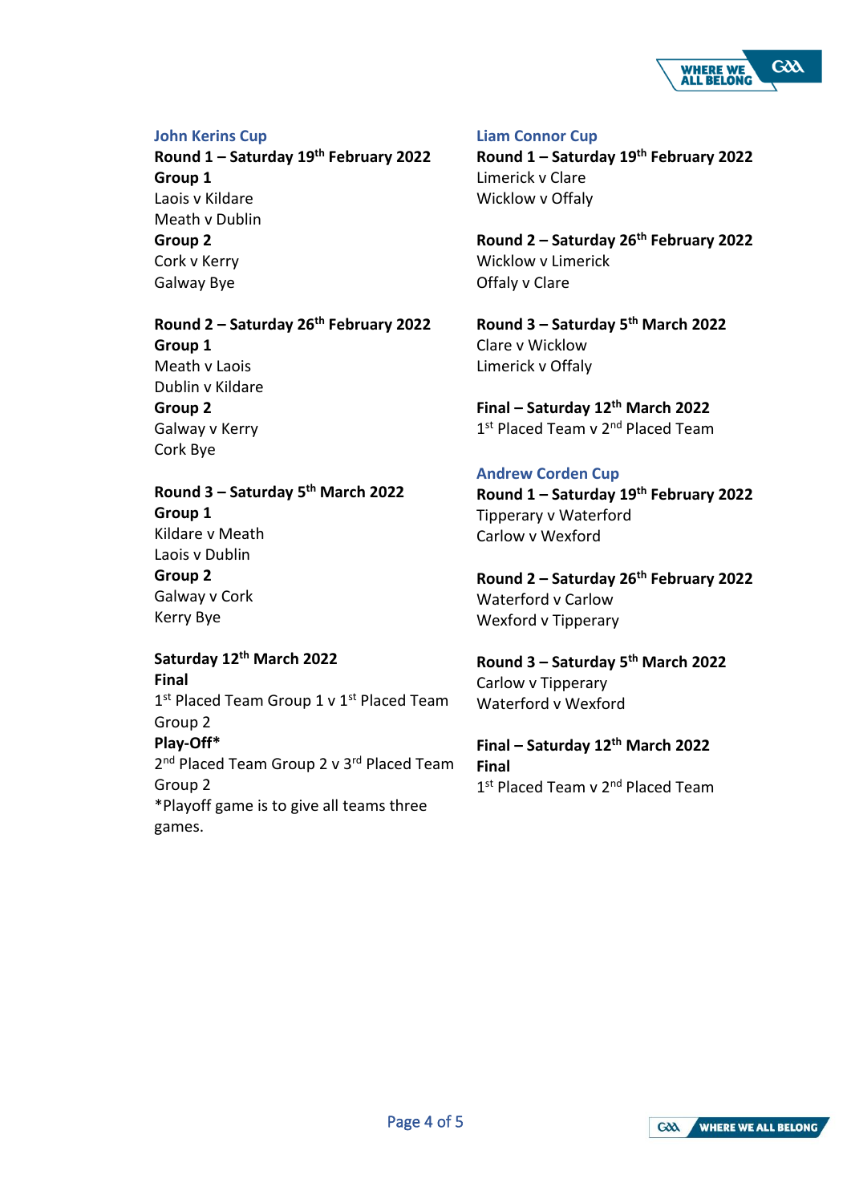## John Kerins Cup

**Round 1 – Saturday 19th February 2022**
**Group 1**
Laois v Kildare
Meath v Dublin
**Group 2**
Cork v Kerry
Galway Bye

**Round 2 – Saturday 26th February 2022**
**Group 1**
Meath v Laois
Dublin v Kildare
**Group 2**
Galway v Kerry
Cork Bye

**Round 3 – Saturday 5th March 2022**
**Group 1**
Kildare v Meath
Laois v Dublin
**Group 2**
Galway v Cork
Kerry Bye

**Saturday 12th March 2022**
**Final**
1st Placed Team Group 1 v 1st Placed Team Group 2
**Play-Off***
2nd Placed Team Group 2 v 3rd Placed Team Group 2
*Playoff game is to give all teams three games.

## Liam Connor Cup

**Round 1 – Saturday 19th February 2022**
Limerick v Clare
Wicklow v Offaly

**Round 2 – Saturday 26th February 2022**
Wicklow v Limerick
Offaly v Clare

**Round 3 – Saturday 5th March 2022**
Clare v Wicklow
Limerick v Offaly

**Final – Saturday 12th March 2022**
1st Placed Team v 2nd Placed Team

## Andrew Corden Cup

**Round 1 – Saturday 19th February 2022**
Tipperary v Waterford
Carlow v Wexford

**Round 2 – Saturday 26th February 2022**
Waterford v Carlow
Wexford v Tipperary

**Round 3 – Saturday 5th March 2022**
Carlow v Tipperary
Waterford v Wexford

**Final – Saturday 12th March 2022**
**Final**
1st Placed Team v 2nd Placed Team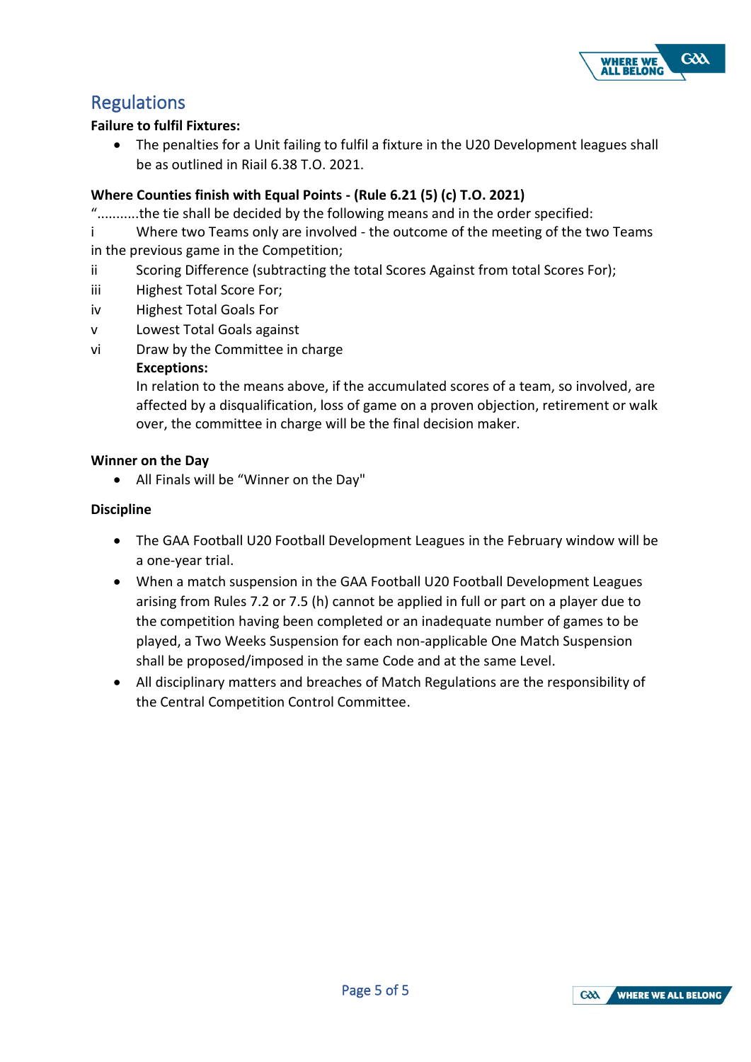## Regulations

**Failure to fulfil Fixtures:**

- The penalties for a Unit failing to fulfil a fixture in the U20 Development leagues shall be as outlined in Riail 6.38 T.O. 2021.

**Where Counties finish with Equal Points - (Rule 6.21 (5) (c) T.O. 2021)**

"...........the tie shall be decided by the following means and in the order specified:

i Where two Teams only are involved - the outcome of the meeting of the two Teams in the previous game in the Competition;

ii Scoring Difference (subtracting the total Scores Against from total Scores For);

iii Highest Total Score For;

iv Highest Total Goals For

v Lowest Total Goals against

vi Draw by the Committee in charge

**Exceptions:**

In relation to the means above, if the accumulated scores of a team, so involved, are affected by a disqualification, loss of game on a proven objection, retirement or walk over, the committee in charge will be the final decision maker.

**Winner on the Day**

- All Finals will be "Winner on the Day"

**Discipline**

- The GAA Football U20 Football Development Leagues in the February window will be a one-year trial.
- When a match suspension in the GAA Football U20 Football Development Leagues arising from Rules 7.2 or 7.5 (h) cannot be applied in full or part on a player due to the competition having been completed or an inadequate number of games to be played, a Two Weeks Suspension for each non-applicable One Match Suspension shall be proposed/imposed in the same Code and at the same Level.
- All disciplinary matters and breaches of Match Regulations are the responsibility of the Central Competition Control Committee.